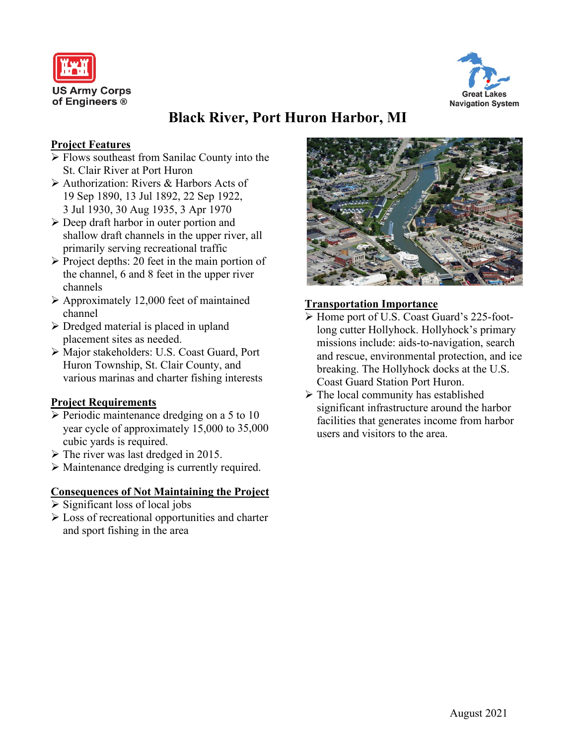US Army Corps of Engineers ®

Great Lakes Navigation System

# Black River, Port Huron Harbor, MI

## Project Features

- Flows southeast from Sanilac County into the St. Clair River at Port Huron
- Authorization: Rivers & Harbors Acts of 19 Sep 1890, 13 Jul 1892, 22 Sep 1922, 3 Jul 1930, 30 Aug 1935, 3 Apr 1970
- Deep draft harbor in outer portion and shallow draft channels in the upper river, all primarily serving recreational traffic
- Project depths: 20 feet in the main portion of the channel, 6 and 8 feet in the upper river channels
- Approximately 12,000 feet of maintained channel
- Dredged material is placed in upland placement sites as needed.
- Major stakeholders: U.S. Coast Guard, Port Huron Township, St. Clair County, and various marinas and charter fishing interests

## Project Requirements

- Periodic maintenance dredging on a 5 to 10 year cycle of approximately 15,000 to 35,000 cubic yards is required.
- The river was last dredged in 2015.
- Maintenance dredging is currently required.

## Consequences of Not Maintaining the Project

- Significant loss of local jobs
- Loss of recreational opportunities and charter and sport fishing in the area

## Transportation Importance

- Home port of U.S. Coast Guard's 225-foot-long cutter Hollyhock. Hollyhock's primary missions include: aids-to-navigation, search and rescue, environmental protection, and ice breaking. The Hollyhock docks at the U.S. Coast Guard Station Port Huron.
- The local community has established significant infrastructure around the harbor facilities that generates income from harbor users and visitors to the area.

August 2021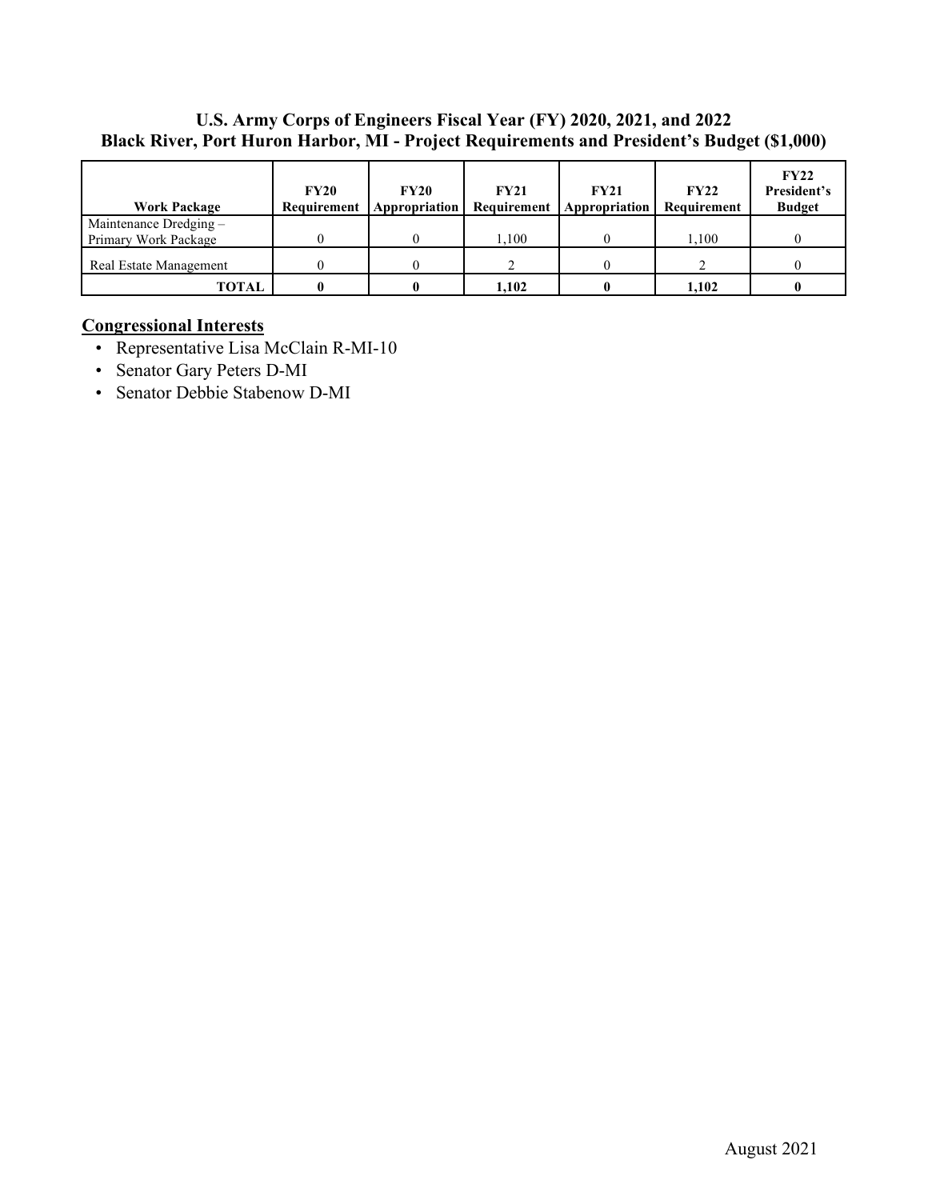## U.S. Army Corps of Engineers Fiscal Year (FY) 2020, 2021, and 2022
## Black River, Port Huron Harbor, MI - Project Requirements and President's Budget ($1,000)

| Work Package | FY20 Requirement | FY20 Appropriation | FY21 Requirement | FY21 Appropriation | FY22 Requirement | FY22 President's Budget |
|---|---|---|---|---|---|---|
| Maintenance Dredging – Primary Work Package | 0 | 0 | 1,100 | 0 | 1,100 | 0 |
| Real Estate Management | 0 | 0 | 2 | 0 | 2 | 0 |
| **TOTAL** | **0** | **0** | **1,102** | **0** | **1,102** | **0** |

**Congressional Interests**

- Representative Lisa McClain R-MI-10
- Senator Gary Peters D-MI
- Senator Debbie Stabenow D-MI

August 2021